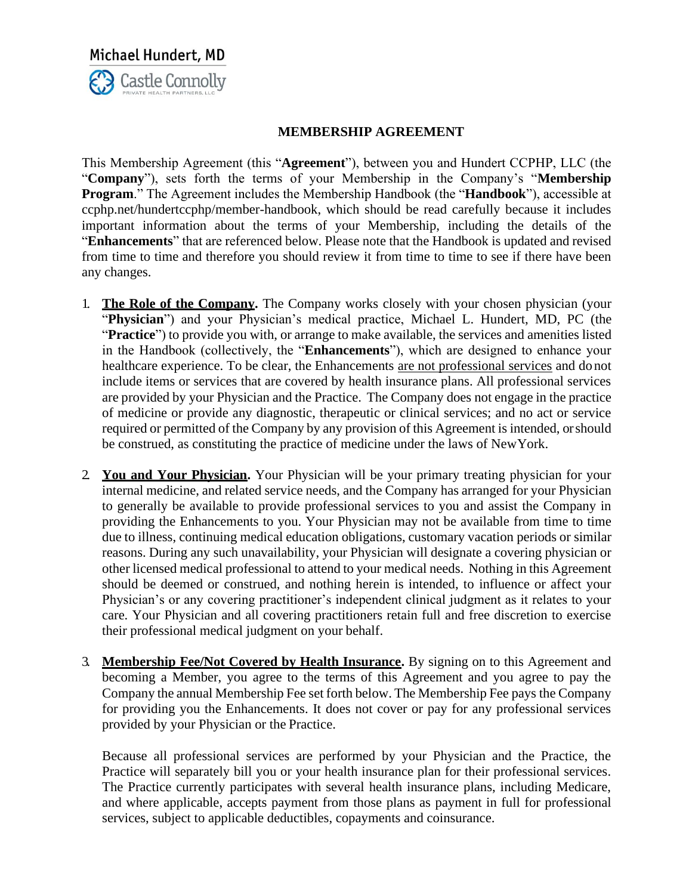Michael Hundert, MD

Castle Connolly
PRIVATE HEALTH PARTNERS, LLC

# MEMBERSHIP AGREEMENT

This Membership Agreement (this "**Agreement**"), between you and Hundert CCPHP, LLC (the "**Company**"), sets forth the terms of your Membership in the Company's "**Membership Program**." The Agreement includes the Membership Handbook (the "**Handbook**"), accessible at ccphp.net/hundertccphp/member-handbook, which should be read carefully because it includes important information about the terms of your Membership, including the details of the "**Enhancements**" that are referenced below. Please note that the Handbook is updated and revised from time to time and therefore you should review it from time to time to see if there have been any changes.

1. **The Role of the Company.** The Company works closely with your chosen physician (your "**Physician**") and your Physician's medical practice, Michael L. Hundert, MD, PC (the "**Practice**") to provide you with, or arrange to make available, the services and amenities listed in the Handbook (collectively, the "**Enhancements**"), which are designed to enhance your healthcare experience. To be clear, the Enhancements are not professional services and do not include items or services that are covered by health insurance plans. All professional services are provided by your Physician and the Practice. The Company does not engage in the practice of medicine or provide any diagnostic, therapeutic or clinical services; and no act or service required or permitted of the Company by any provision of this Agreement is intended, or should be construed, as constituting the practice of medicine under the laws of New York.

2. **You and Your Physician.** Your Physician will be your primary treating physician for your internal medicine, and related service needs, and the Company has arranged for your Physician to generally be available to provide professional services to you and assist the Company in providing the Enhancements to you. Your Physician may not be available from time to time due to illness, continuing medical education obligations, customary vacation periods or similar reasons. During any such unavailability, your Physician will designate a covering physician or other licensed medical professional to attend to your medical needs. Nothing in this Agreement should be deemed or construed, and nothing herein is intended, to influence or affect your Physician's or any covering practitioner's independent clinical judgment as it relates to your care. Your Physician and all covering practitioners retain full and free discretion to exercise their professional medical judgment on your behalf.

3. **Membership Fee/Not Covered by Health Insurance.** By signing on to this Agreement and becoming a Member, you agree to the terms of this Agreement and you agree to pay the Company the annual Membership Fee set forth below. The Membership Fee pays the Company for providing you the Enhancements. It does not cover or pay for any professional services provided by your Physician or the Practice.

   Because all professional services are performed by your Physician and the Practice, the Practice will separately bill you or your health insurance plan for their professional services. The Practice currently participates with several health insurance plans, including Medicare, and where applicable, accepts payment from those plans as payment in full for professional services, subject to applicable deductibles, copayments and coinsurance.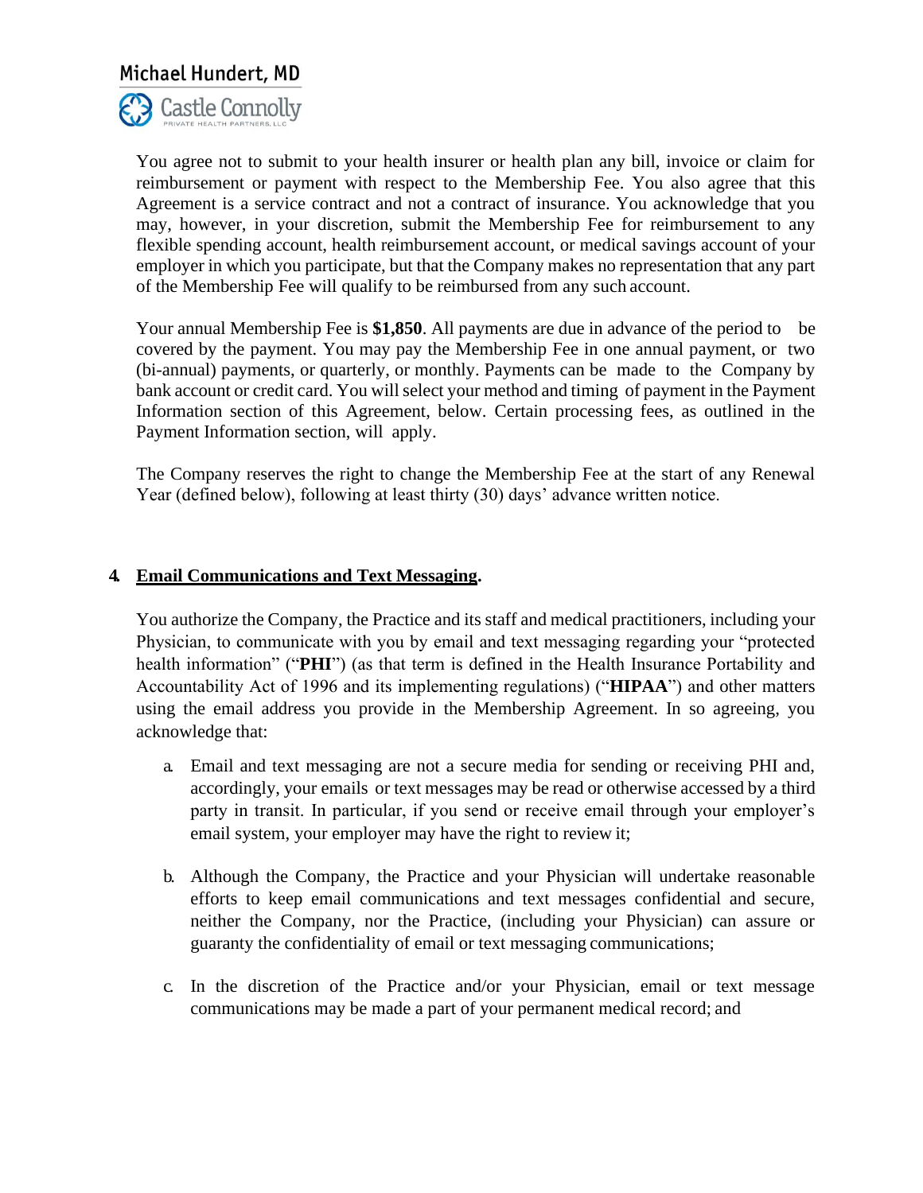You agree not to submit to your health insurer or health plan any bill, invoice or claim for reimbursement or payment with respect to the Membership Fee. You also agree that this Agreement is a service contract and not a contract of insurance. You acknowledge that you may, however, in your discretion, submit the Membership Fee for reimbursement to any flexible spending account, health reimbursement account, or medical savings account of your employer in which you participate, but that the Company makes no representation that any part of the Membership Fee will qualify to be reimbursed from any such account.

Your annual Membership Fee is **$1,850**. All payments are due in advance of the period to be covered by the payment. You may pay the Membership Fee in one annual payment, or two (bi-annual) payments, or quarterly, or monthly. Payments can be made to the Company by bank account or credit card. You will select your method and timing of payment in the Payment Information section of this Agreement, below. Certain processing fees, as outlined in the Payment Information section, will apply.

The Company reserves the right to change the Membership Fee at the start of any Renewal Year (defined below), following at least thirty (30) days' advance written notice.

**4. <u>Email Communications and Text Messaging</u>.**

You authorize the Company, the Practice and its staff and medical practitioners, including your Physician, to communicate with you by email and text messaging regarding your "protected health information" ("**PHI**") (as that term is defined in the Health Insurance Portability and Accountability Act of 1996 and its implementing regulations) ("**HIPAA**") and other matters using the email address you provide in the Membership Agreement. In so agreeing, you acknowledge that:

a. Email and text messaging are not a secure media for sending or receiving PHI and, accordingly, your emails or text messages may be read or otherwise accessed by a third party in transit. In particular, if you send or receive email through your employer's email system, your employer may have the right to review it;

b. Although the Company, the Practice and your Physician will undertake reasonable efforts to keep email communications and text messages confidential and secure, neither the Company, nor the Practice, (including your Physician) can assure or guaranty the confidentiality of email or text messaging communications;

c. In the discretion of the Practice and/or your Physician, email or text message communications may be made a part of your permanent medical record; and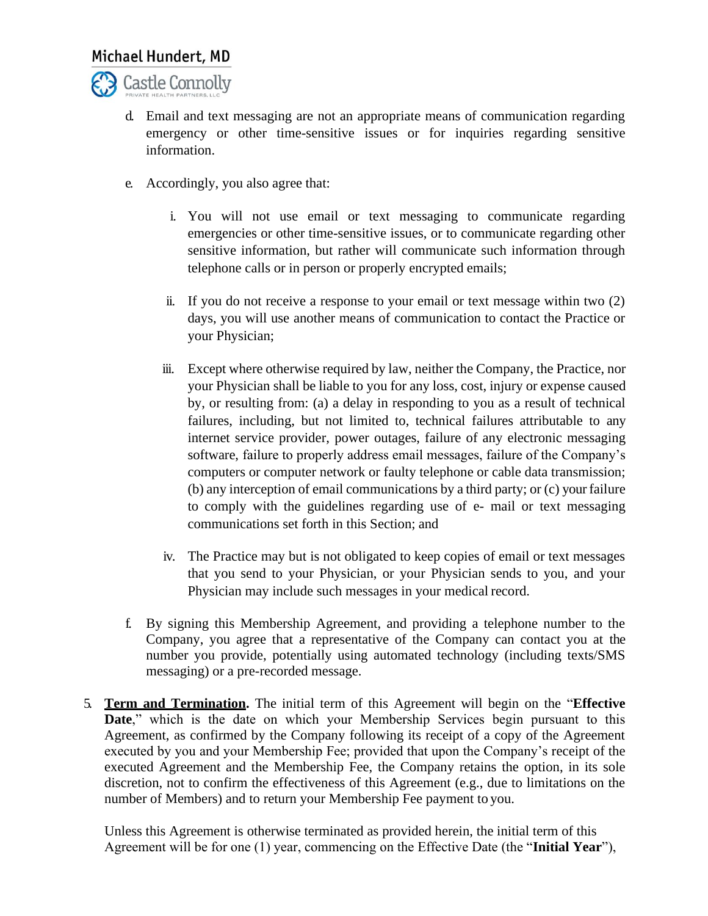d. Email and text messaging are not an appropriate means of communication regarding emergency or other time-sensitive issues or for inquiries regarding sensitive information.

e. Accordingly, you also agree that:

   i. You will not use email or text messaging to communicate regarding emergencies or other time-sensitive issues, or to communicate regarding other sensitive information, but rather will communicate such information through telephone calls or in person or properly encrypted emails;

   ii. If you do not receive a response to your email or text message within two (2) days, you will use another means of communication to contact the Practice or your Physician;

   iii. Except where otherwise required by law, neither the Company, the Practice, nor your Physician shall be liable to you for any loss, cost, injury or expense caused by, or resulting from: (a) a delay in responding to you as a result of technical failures, including, but not limited to, technical failures attributable to any internet service provider, power outages, failure of any electronic messaging software, failure to properly address email messages, failure of the Company's computers or computer network or faulty telephone or cable data transmission; (b) any interception of email communications by a third party; or (c) your failure to comply with the guidelines regarding use of e- mail or text messaging communications set forth in this Section; and

   iv. The Practice may but is not obligated to keep copies of email or text messages that you send to your Physician, or your Physician sends to you, and your Physician may include such messages in your medical record.

f. By signing this Membership Agreement, and providing a telephone number to the Company, you agree that a representative of the Company can contact you at the number you provide, potentially using automated technology (including texts/SMS messaging) or a pre-recorded message.

5. **<u>Term and Termination</u>.** The initial term of this Agreement will begin on the "**Effective Date**," which is the date on which your Membership Services begin pursuant to this Agreement, as confirmed by the Company following its receipt of a copy of the Agreement executed by you and your Membership Fee; provided that upon the Company's receipt of the executed Agreement and the Membership Fee, the Company retains the option, in its sole discretion, not to confirm the effectiveness of this Agreement (e.g., due to limitations on the number of Members) and to return your Membership Fee payment to you.

   Unless this Agreement is otherwise terminated as provided herein, the initial term of this Agreement will be for one (1) year, commencing on the Effective Date (the "**Initial Year**"),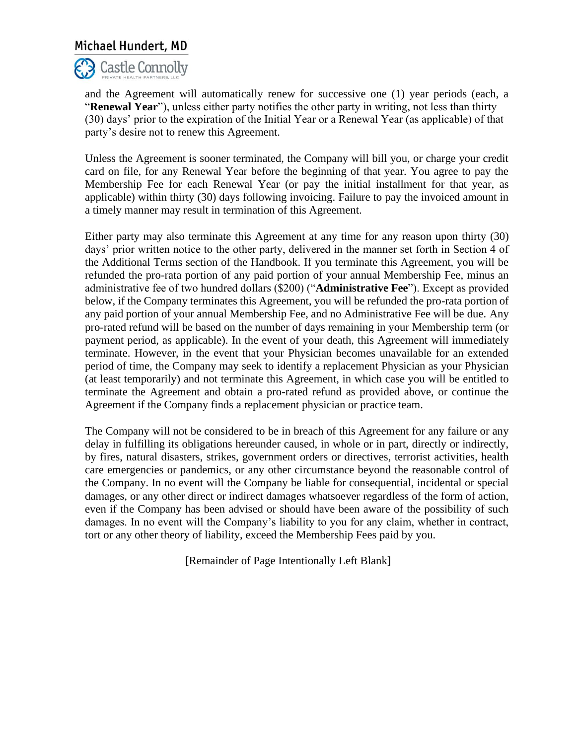and the Agreement will automatically renew for successive one (1) year periods (each, a "**Renewal Year**"), unless either party notifies the other party in writing, not less than thirty (30) days' prior to the expiration of the Initial Year or a Renewal Year (as applicable) of that party's desire not to renew this Agreement.

Unless the Agreement is sooner terminated, the Company will bill you, or charge your credit card on file, for any Renewal Year before the beginning of that year. You agree to pay the Membership Fee for each Renewal Year (or pay the initial installment for that year, as applicable) within thirty (30) days following invoicing. Failure to pay the invoiced amount in a timely manner may result in termination of this Agreement.

Either party may also terminate this Agreement at any time for any reason upon thirty (30) days' prior written notice to the other party, delivered in the manner set forth in Section 4 of the Additional Terms section of the Handbook. If you terminate this Agreement, you will be refunded the pro-rata portion of any paid portion of your annual Membership Fee, minus an administrative fee of two hundred dollars ($200) ("**Administrative Fee**"). Except as provided below, if the Company terminates this Agreement, you will be refunded the pro-rata portion of any paid portion of your annual Membership Fee, and no Administrative Fee will be due. Any pro-rated refund will be based on the number of days remaining in your Membership term (or payment period, as applicable). In the event of your death, this Agreement will immediately terminate. However, in the event that your Physician becomes unavailable for an extended period of time, the Company may seek to identify a replacement Physician as your Physician (at least temporarily) and not terminate this Agreement, in which case you will be entitled to terminate the Agreement and obtain a pro-rated refund as provided above, or continue the Agreement if the Company finds a replacement physician or practice team.

The Company will not be considered to be in breach of this Agreement for any failure or any delay in fulfilling its obligations hereunder caused, in whole or in part, directly or indirectly, by fires, natural disasters, strikes, government orders or directives, terrorist activities, health care emergencies or pandemics, or any other circumstance beyond the reasonable control of the Company. In no event will the Company be liable for consequential, incidental or special damages, or any other direct or indirect damages whatsoever regardless of the form of action, even if the Company has been advised or should have been aware of the possibility of such damages. In no event will the Company's liability to you for any claim, whether in contract, tort or any other theory of liability, exceed the Membership Fees paid by you.

[Remainder of Page Intentionally Left Blank]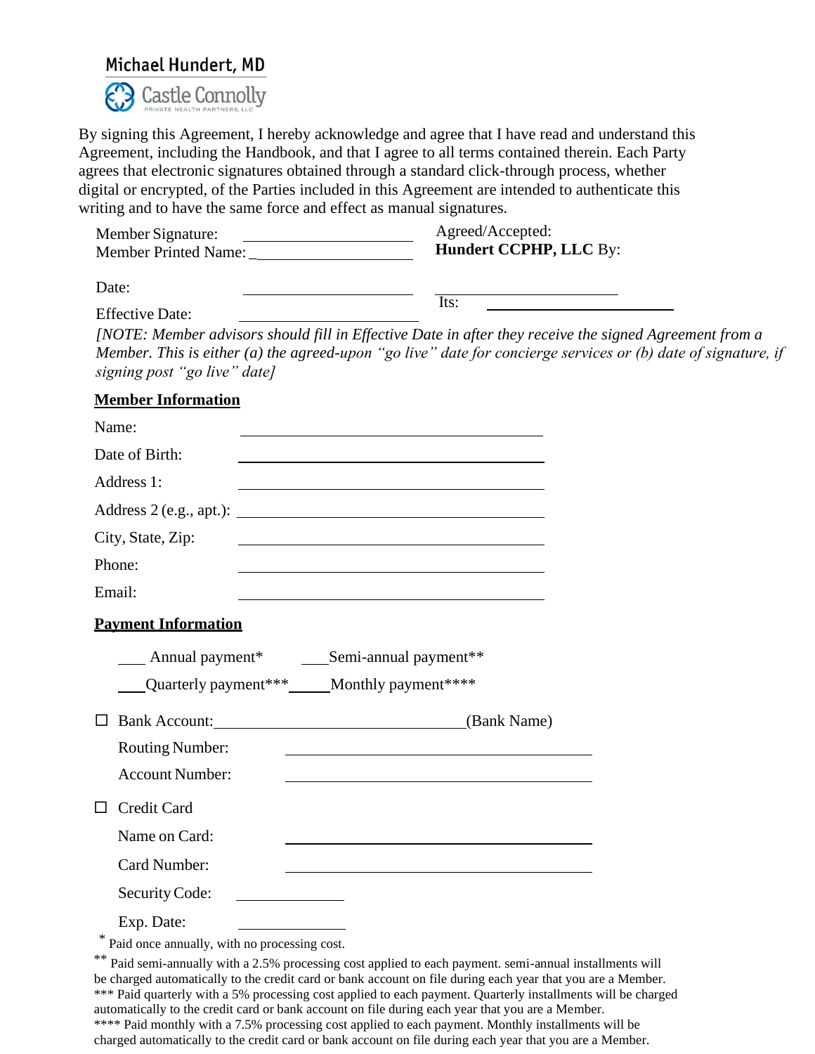**Michael Hundert, MD**

Castle Connolly
PRIVATE HEALTH PARTNERS, LLC

By signing this Agreement, I hereby acknowledge and agree that I have read and understand this Agreement, including the Handbook, and that I agree to all terms contained therein. Each Party agrees that electronic signatures obtained through a standard click-through process, whether digital or encrypted, of the Parties included in this Agreement are intended to authenticate this writing and to have the same force and effect as manual signatures.

Member Signature: ____________________

Member Printed Name: ____________________

Date: ____________________

Effective Date: ____________________

Agreed/Accepted:
**Hundert CCPHP, LLC** By:

____________________

Its: ____________________

*[NOTE: Member advisors should fill in Effective Date in after they receive the signed Agreement from a Member. This is either (a) the agreed-upon "go live" date for concierge services or (b) date of signature, if signing post "go live" date]*

**Member Information**

Name: ____________________

Date of Birth: ____________________

Address 1: ____________________

Address 2 (e.g., apt.): ____________________

City, State, Zip: ____________________

Phone: ____________________

Email: ____________________

**Payment Information**

____ Annual payment* ____ Semi-annual payment**

____ Quarterly payment*** ____ Monthly payment****

☐ Bank Account: ____________________ (Bank Name)

Routing Number: ____________________

Account Number: ____________________

☐ Credit Card

Name on Card: ____________________

Card Number: ____________________

Security Code: ____________

Exp. Date: ____________

\* Paid once annually, with no processing cost.

** Paid semi-annually with a 2.5% processing cost applied to each payment. semi-annual installments will be charged automatically to the credit card or bank account on file during each year that you are a Member.

*** Paid quarterly with a 5% processing cost applied to each payment. Quarterly installments will be charged automatically to the credit card or bank account on file during each year that you are a Member.

**** Paid monthly with a 7.5% processing cost applied to each payment. Monthly installments will be charged automatically to the credit card or bank account on file during each year that you are a Member.